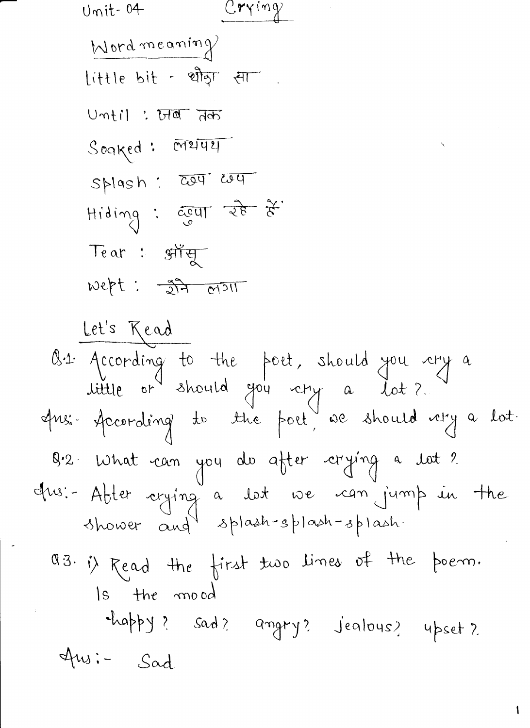Unit- 04

# Crying

## Word meaning

little bit - थोड़ा सा

Until : जब तक

Soaked : लथपथ

Splash : छप छप

Hiding : छुपा रहे हैं

Tear : आँसू

wept : रोने लगा

## Let's Read

Q.1. According to the poet, should you cry a little or should you cry a lot?

Ans:- According to the poet, we should cry a lot.

Q.2. What can you do after crying a lot?

Ans:- After crying a lot we can jump in the shower and splash-splash-splash.

Q.3. i) Read the first two lines of the poem. Is the mood happy? sad? angry? jealous? upset?

Ans:- Sad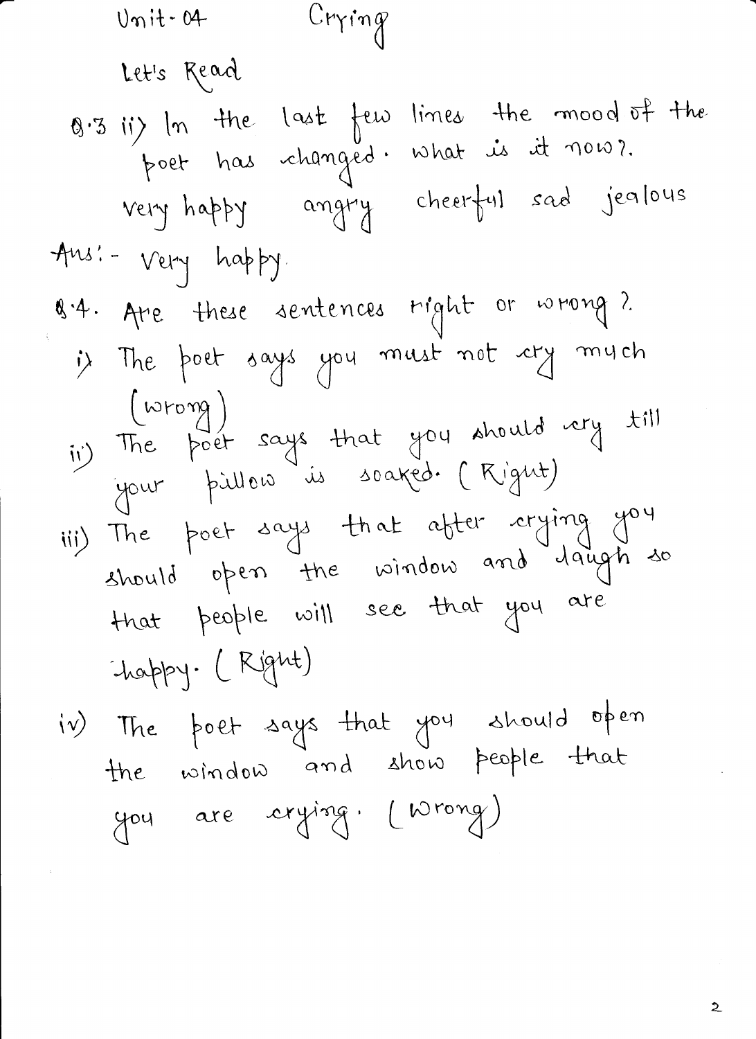Unit- 04 Crying

Let's Read

Q.3 ii) In the last few lines the mood of the poet has changed. what is it now?.

very happy angry cheerful sad jealous

Ans:- Very happy.

Q.4. Are these sentences right or wrong?.

i) The poet says you must not cry much (wrong)

ii) The poet says that you should cry till your pillow is soaked. (Right)

iii) The poet says that after crying you should open the window and laugh so that people will see that you are happy. (Right)

iv) The poet says that you should open the window and show people that you are crying. (Wrong)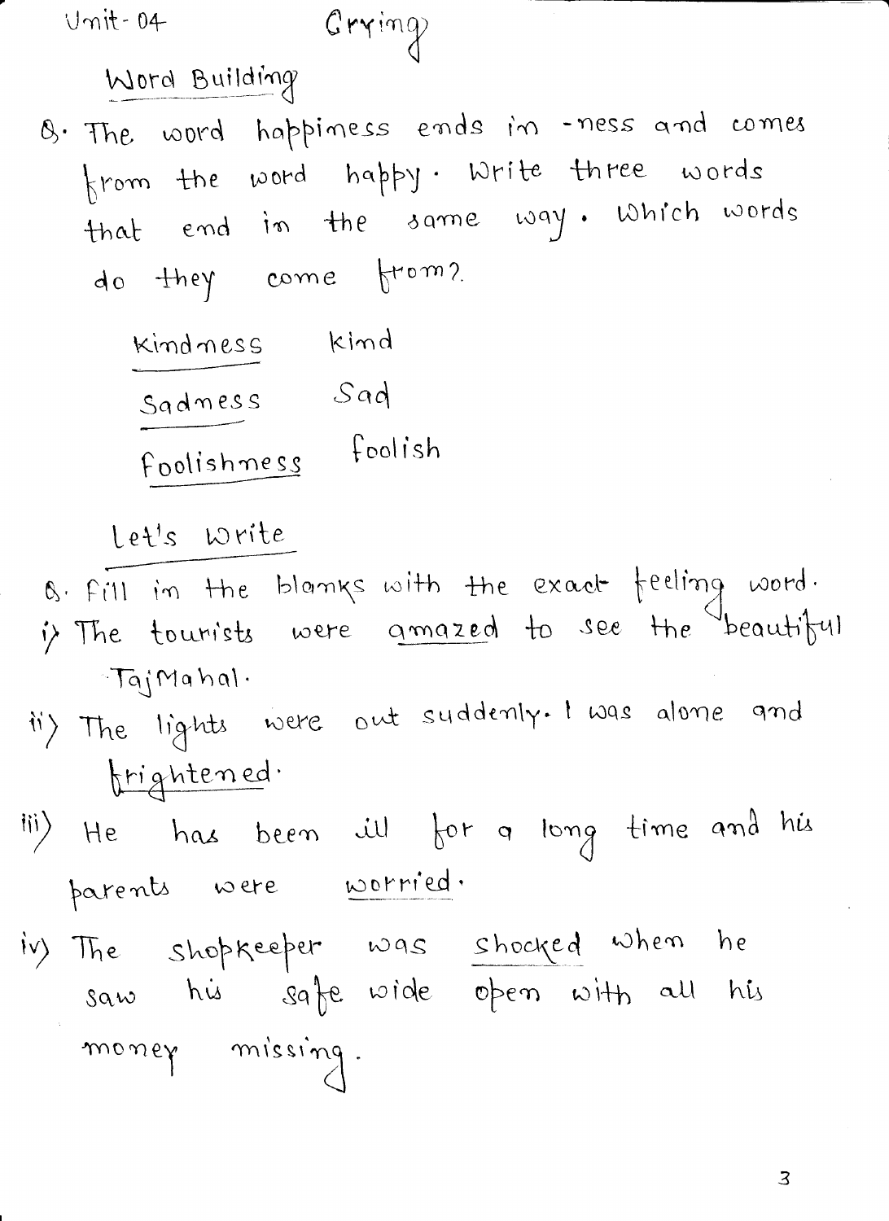Unit- 04 Crying

## Word Building

Q. The word happiness ends in -ness and comes from the word happy. Write three words that end in the same way. Which words do they come from?

| | |
|---|---|
| Kindness | Kind |
| Sadness | Sad |
| foolishness | foolish |

## Let's Write

Q. Fill in the blanks with the exact feeling word.

i) The tourists were amazed to see the beautiful TajMahal.

ii) The lights were out suddenly. I was alone and frightened.

iii) He has been ill for a long time and his parents were worried.

iv) The shopkeeper was shocked when he saw his safe wide open with all his money missing.